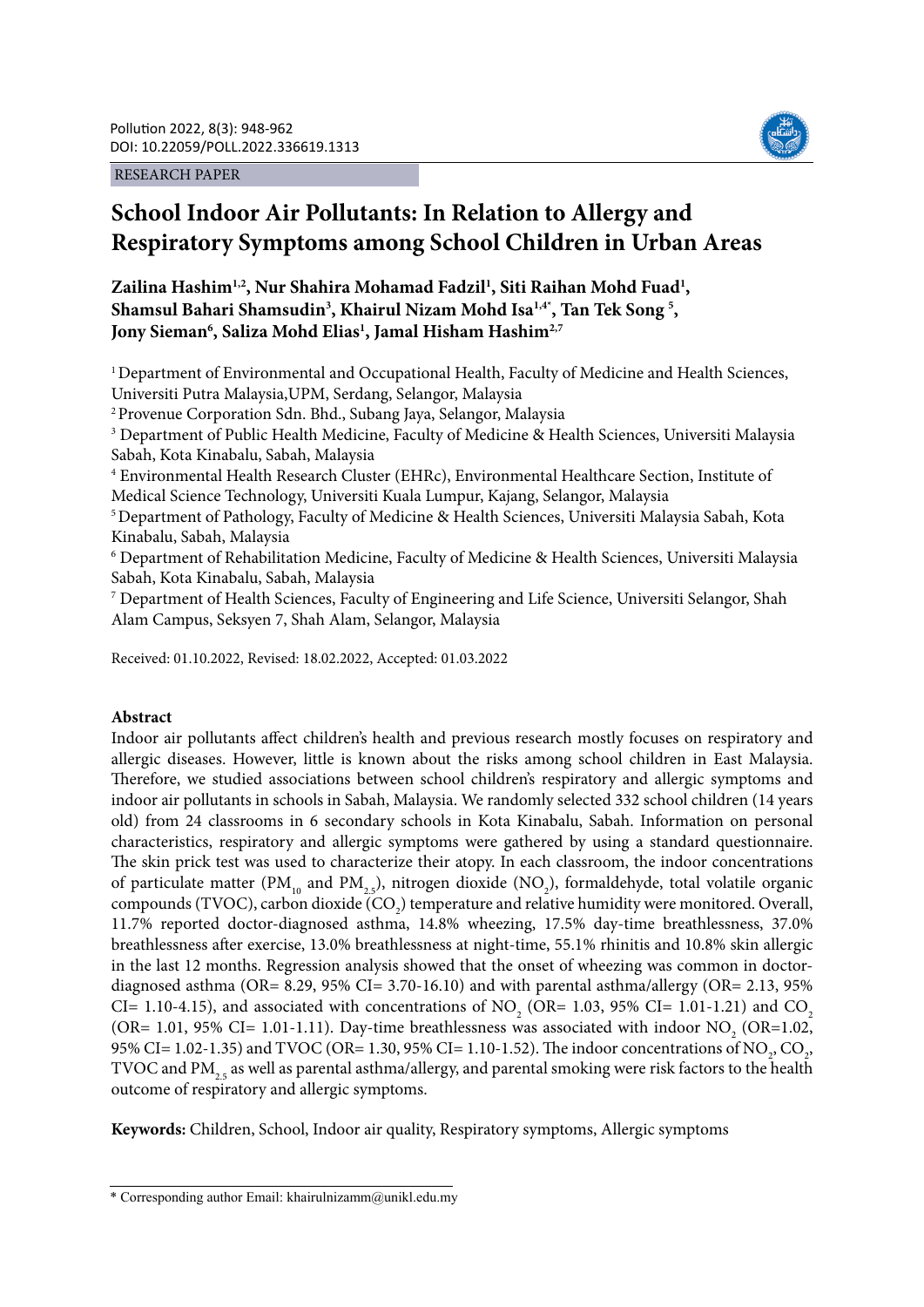RESEARCH PAPER

# School Indoor Air Pollutants: In Relation to Allergy and Respiratory Symptoms among School Children in Urban Areas

**Zailina Hashim[1,2], Nur Shahira Mohamad Fadzil[1], Siti Raihan Mohd Fuad[1], Shamsul Bahari Shamsudin[3], Khairul Nizam Mohd Isa[1,4*], Tan Tek Song [5], Jony Sieman[6], Saliza Mohd Elias[1], Jamal Hisham Hashim[2,7]**

[1] Department of Environmental and Occupational Health, Faculty of Medicine and Health Sciences, Universiti Putra Malaysia,UPM, Serdang, Selangor, Malaysia

[2] Provenue Corporation Sdn. Bhd., Subang Jaya, Selangor, Malaysia

[3] Department of Public Health Medicine, Faculty of Medicine & Health Sciences, Universiti Malaysia Sabah, Kota Kinabalu, Sabah, Malaysia

[4] Environmental Health Research Cluster (EHRc), Environmental Healthcare Section, Institute of Medical Science Technology, Universiti Kuala Lumpur, Kajang, Selangor, Malaysia

[5] Department of Pathology, Faculty of Medicine & Health Sciences, Universiti Malaysia Sabah, Kota Kinabalu, Sabah, Malaysia

[6] Department of Rehabilitation Medicine, Faculty of Medicine & Health Sciences, Universiti Malaysia Sabah, Kota Kinabalu, Sabah, Malaysia

[7] Department of Health Sciences, Faculty of Engineering and Life Science, Universiti Selangor, Shah Alam Campus, Seksyen 7, Shah Alam, Selangor, Malaysia

Received: 01.10.2022, Revised: 18.02.2022, Accepted: 01.03.2022

## Abstract

Indoor air pollutants affect children's health and previous research mostly focuses on respiratory and allergic diseases. However, little is known about the risks among school children in East Malaysia. Therefore, we studied associations between school children's respiratory and allergic symptoms and indoor air pollutants in schools in Sabah, Malaysia. We randomly selected 332 school children (14 years old) from 24 classrooms in 6 secondary schools in Kota Kinabalu, Sabah. Information on personal characteristics, respiratory and allergic symptoms were gathered by using a standard questionnaire. The skin prick test was used to characterize their atopy. In each classroom, the indoor concentrations of particulate matter ($PM_{10}$ and $PM_{2.5}$), nitrogen dioxide ($NO_2$), formaldehyde, total volatile organic compounds (TVOC), carbon dioxide ($CO_2$) temperature and relative humidity were monitored. Overall, 11.7% reported doctor-diagnosed asthma, 14.8% wheezing, 17.5% day-time breathlessness, 37.0% breathlessness after exercise, 13.0% breathlessness at night-time, 55.1% rhinitis and 10.8% skin allergic in the last 12 months. Regression analysis showed that the onset of wheezing was common in doctor-diagnosed asthma (OR= 8.29, 95% CI= 3.70-16.10) and with parental asthma/allergy (OR= 2.13, 95% CI= 1.10-4.15), and associated with concentrations of $NO_2$ (OR= 1.03, 95% CI= 1.01-1.21) and $CO_2$ (OR= 1.01, 95% CI= 1.01-1.11). Day-time breathlessness was associated with indoor $NO_2$ (OR=1.02, 95% CI= 1.02-1.35) and TVOC (OR= 1.30, 95% CI= 1.10-1.52). The indoor concentrations of $NO_2$, $CO_2$, TVOC and $PM_{2.5}$ as well as parental asthma/allergy, and parental smoking were risk factors to the health outcome of respiratory and allergic symptoms.

**Keywords:** Children, School, Indoor air quality, Respiratory symptoms, Allergic symptoms

* Corresponding author Email: khairulnizamm@unikl.edu.my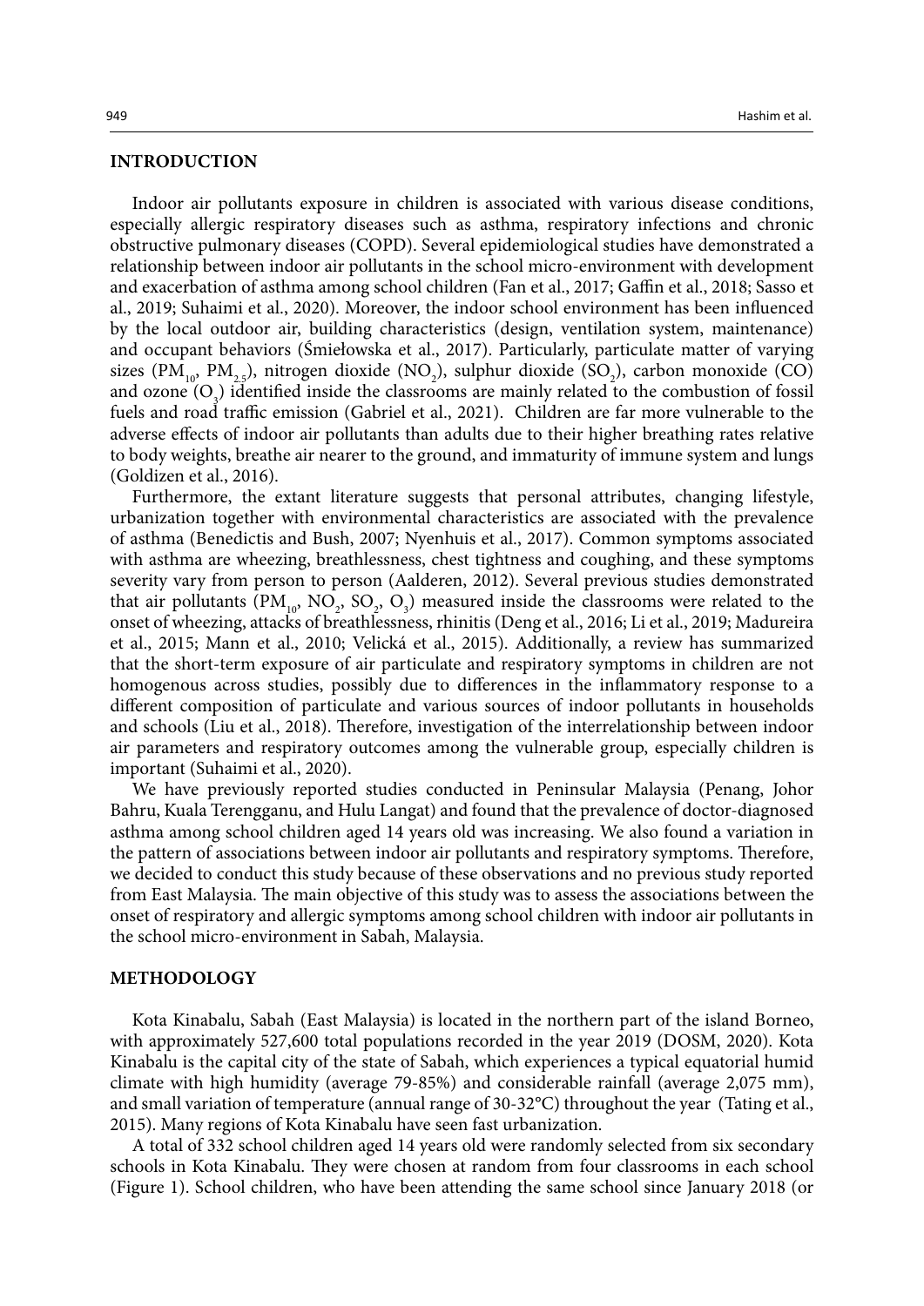## INTRODUCTION

Indoor air pollutants exposure in children is associated with various disease conditions, especially allergic respiratory diseases such as asthma, respiratory infections and chronic obstructive pulmonary diseases (COPD). Several epidemiological studies have demonstrated a relationship between indoor air pollutants in the school micro-environment with development and exacerbation of asthma among school children (Fan et al., 2017; Gaffin et al., 2018; Sasso et al., 2019; Suhaimi et al., 2020). Moreover, the indoor school environment has been influenced by the local outdoor air, building characteristics (design, ventilation system, maintenance) and occupant behaviors (Śmiełowska et al., 2017). Particularly, particulate matter of varying sizes ($PM_{10}$, $PM_{2.5}$), nitrogen dioxide ($NO_2$), sulphur dioxide ($SO_2$), carbon monoxide (CO) and ozone ($O_3$) identified inside the classrooms are mainly related to the combustion of fossil fuels and road traffic emission (Gabriel et al., 2021). Children are far more vulnerable to the adverse effects of indoor air pollutants than adults due to their higher breathing rates relative to body weights, breathe air nearer to the ground, and immaturity of immune system and lungs (Goldizen et al., 2016).

Furthermore, the extant literature suggests that personal attributes, changing lifestyle, urbanization together with environmental characteristics are associated with the prevalence of asthma (Benedictis and Bush, 2007; Nyenhuis et al., 2017). Common symptoms associated with asthma are wheezing, breathlessness, chest tightness and coughing, and these symptoms severity vary from person to person (Aalderen, 2012). Several previous studies demonstrated that air pollutants ($PM_{10}$, $NO_2$, $SO_2$, $O_3$) measured inside the classrooms were related to the onset of wheezing, attacks of breathlessness, rhinitis (Deng et al., 2016; Li et al., 2019; Madureira et al., 2015; Mann et al., 2010; Velická et al., 2015). Additionally, a review has summarized that the short-term exposure of air particulate and respiratory symptoms in children are not homogenous across studies, possibly due to differences in the inflammatory response to a different composition of particulate and various sources of indoor pollutants in households and schools (Liu et al., 2018). Therefore, investigation of the interrelationship between indoor air parameters and respiratory outcomes among the vulnerable group, especially children is important (Suhaimi et al., 2020).

We have previously reported studies conducted in Peninsular Malaysia (Penang, Johor Bahru, Kuala Terengganu, and Hulu Langat) and found that the prevalence of doctor-diagnosed asthma among school children aged 14 years old was increasing. We also found a variation in the pattern of associations between indoor air pollutants and respiratory symptoms. Therefore, we decided to conduct this study because of these observations and no previous study reported from East Malaysia. The main objective of this study was to assess the associations between the onset of respiratory and allergic symptoms among school children with indoor air pollutants in the school micro-environment in Sabah, Malaysia.

## METHODOLOGY

Kota Kinabalu, Sabah (East Malaysia) is located in the northern part of the island Borneo, with approximately 527,600 total populations recorded in the year 2019 (DOSM, 2020). Kota Kinabalu is the capital city of the state of Sabah, which experiences a typical equatorial humid climate with high humidity (average 79-85%) and considerable rainfall (average 2,075 mm), and small variation of temperature (annual range of 30-32°C) throughout the year (Tating et al., 2015). Many regions of Kota Kinabalu have seen fast urbanization.

A total of 332 school children aged 14 years old were randomly selected from six secondary schools in Kota Kinabalu. They were chosen at random from four classrooms in each school (Figure 1). School children, who have been attending the same school since January 2018 (or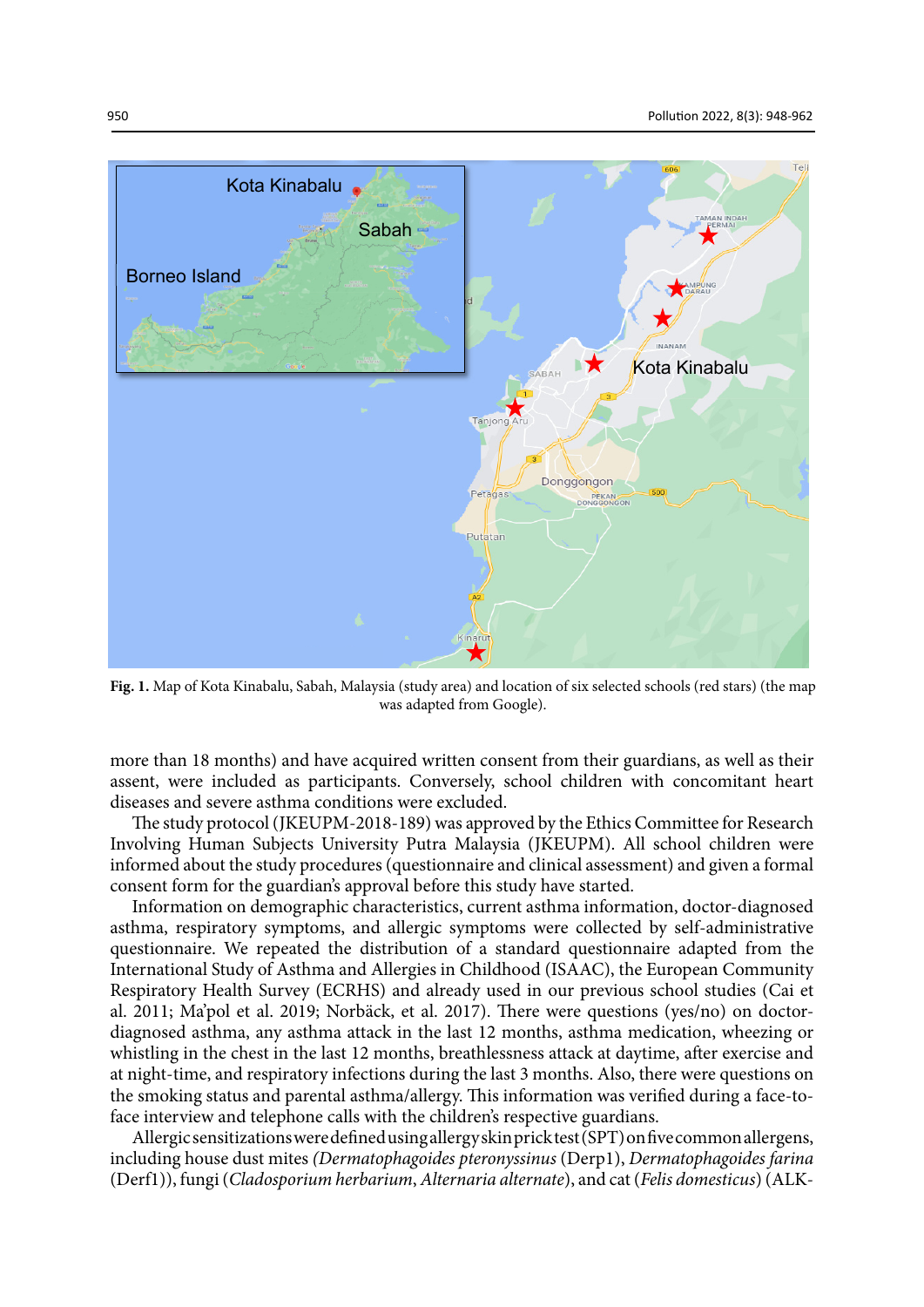**Fig. 1.** Map of Kota Kinabalu, Sabah, Malaysia (study area) and location of six selected schools (red stars) (the map was adapted from Google).

more than 18 months) and have acquired written consent from their guardians, as well as their assent, were included as participants. Conversely, school children with concomitant heart diseases and severe asthma conditions were excluded.

The study protocol (JKEUPM-2018-189) was approved by the Ethics Committee for Research Involving Human Subjects University Putra Malaysia (JKEUPM). All school children were informed about the study procedures (questionnaire and clinical assessment) and given a formal consent form for the guardian's approval before this study have started.

Information on demographic characteristics, current asthma information, doctor-diagnosed asthma, respiratory symptoms, and allergic symptoms were collected by self-administrative questionnaire. We repeated the distribution of a standard questionnaire adapted from the International Study of Asthma and Allergies in Childhood (ISAAC), the European Community Respiratory Health Survey (ECRHS) and already used in our previous school studies (Cai et al. 2011; Ma'pol et al. 2019; Norbäck, et al. 2017). There were questions (yes/no) on doctor-diagnosed asthma, any asthma attack in the last 12 months, asthma medication, wheezing or whistling in the chest in the last 12 months, breathlessness attack at daytime, after exercise and at night-time, and respiratory infections during the last 3 months. Also, there were questions on the smoking status and parental asthma/allergy. This information was verified during a face-to-face interview and telephone calls with the children's respective guardians.

Allergic sensitizations were defined using allergy skin prick test (SPT) on five common allergens, including house dust mites *(Dermatophagoides pteronyssinus* (Derp1), *Dermatophagoides farina* (Derf1)), fungi (*Cladosporium herbarium*, *Alternaria alternate*), and cat (*Felis domesticus*) (ALK-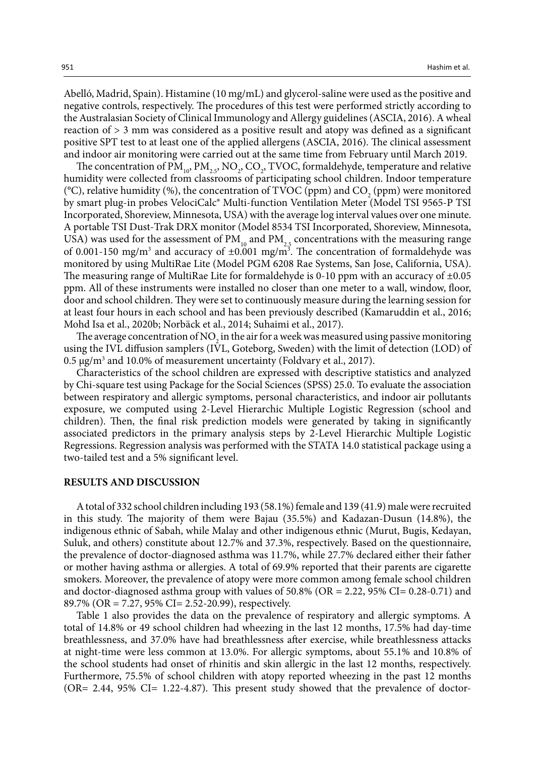Abelló, Madrid, Spain). Histamine (10 mg/mL) and glycerol-saline were used as the positive and negative controls, respectively. The procedures of this test were performed strictly according to the Australasian Society of Clinical Immunology and Allergy guidelines (ASCIA, 2016). A wheal reaction of > 3 mm was considered as a positive result and atopy was defined as a significant positive SPT test to at least one of the applied allergens (ASCIA, 2016). The clinical assessment and indoor air monitoring were carried out at the same time from February until March 2019.

The concentration of $PM_{10}$, $PM_{2.5}$, $NO_2$, $CO_2$, TVOC, formaldehyde, temperature and relative humidity were collected from classrooms of participating school children. Indoor temperature (°C), relative humidity (%), the concentration of TVOC (ppm) and $CO_2$ (ppm) were monitored by smart plug-in probes VelociCalc® Multi-function Ventilation Meter (Model TSI 9565-P TSI Incorporated, Shoreview, Minnesota, USA) with the average log interval values over one minute. A portable TSI Dust-Trak DRX monitor (Model 8534 TSI Incorporated, Shoreview, Minnesota, USA) was used for the assessment of $PM_{10}$ and $PM_{2.5}$ concentrations with the measuring range of 0.001-150 mg/m$^3$ and accuracy of ±0.001 mg/m$^3$. The concentration of formaldehyde was monitored by using MultiRae Lite (Model PGM 6208 Rae Systems, San Jose, California, USA). The measuring range of MultiRae Lite for formaldehyde is 0-10 ppm with an accuracy of ±0.05 ppm. All of these instruments were installed no closer than one meter to a wall, window, floor, door and school children. They were set to continuously measure during the learning session for at least four hours in each school and has been previously described (Kamaruddin et al., 2016; Mohd Isa et al., 2020b; Norbäck et al., 2014; Suhaimi et al., 2017).

The average concentration of $NO_2$ in the air for a week was measured using passive monitoring using the IVL diffusion samplers (IVL, Goteborg, Sweden) with the limit of detection (LOD) of 0.5 μg/m$^3$ and 10.0% of measurement uncertainty (Foldvary et al., 2017).

Characteristics of the school children are expressed with descriptive statistics and analyzed by Chi-square test using Package for the Social Sciences (SPSS) 25.0. To evaluate the association between respiratory and allergic symptoms, personal characteristics, and indoor air pollutants exposure, we computed using 2-Level Hierarchic Multiple Logistic Regression (school and children). Then, the final risk prediction models were generated by taking in significantly associated predictors in the primary analysis steps by 2-Level Hierarchic Multiple Logistic Regressions. Regression analysis was performed with the STATA 14.0 statistical package using a two-tailed test and a 5% significant level.

## RESULTS AND DISCUSSION

A total of 332 school children including 193 (58.1%) female and 139 (41.9) male were recruited in this study. The majority of them were Bajau (35.5%) and Kadazan-Dusun (14.8%), the indigenous ethnic of Sabah, while Malay and other indigenous ethnic (Murut, Bugis, Kedayan, Suluk, and others) constitute about 12.7% and 37.3%, respectively. Based on the questionnaire, the prevalence of doctor-diagnosed asthma was 11.7%, while 27.7% declared either their father or mother having asthma or allergies. A total of 69.9% reported that their parents are cigarette smokers. Moreover, the prevalence of atopy were more common among female school children and doctor-diagnosed asthma group with values of 50.8% (OR = 2.22, 95% CI= 0.28-0.71) and 89.7% (OR = 7.27, 95% CI= 2.52-20.99), respectively.

Table 1 also provides the data on the prevalence of respiratory and allergic symptoms. A total of 14.8% or 49 school children had wheezing in the last 12 months, 17.5% had day-time breathlessness, and 37.0% have had breathlessness after exercise, while breathlessness attacks at night-time were less common at 13.0%. For allergic symptoms, about 55.1% and 10.8% of the school students had onset of rhinitis and skin allergic in the last 12 months, respectively. Furthermore, 75.5% of school children with atopy reported wheezing in the past 12 months (OR= 2.44, 95% CI= 1.22-4.87). This present study showed that the prevalence of doctor-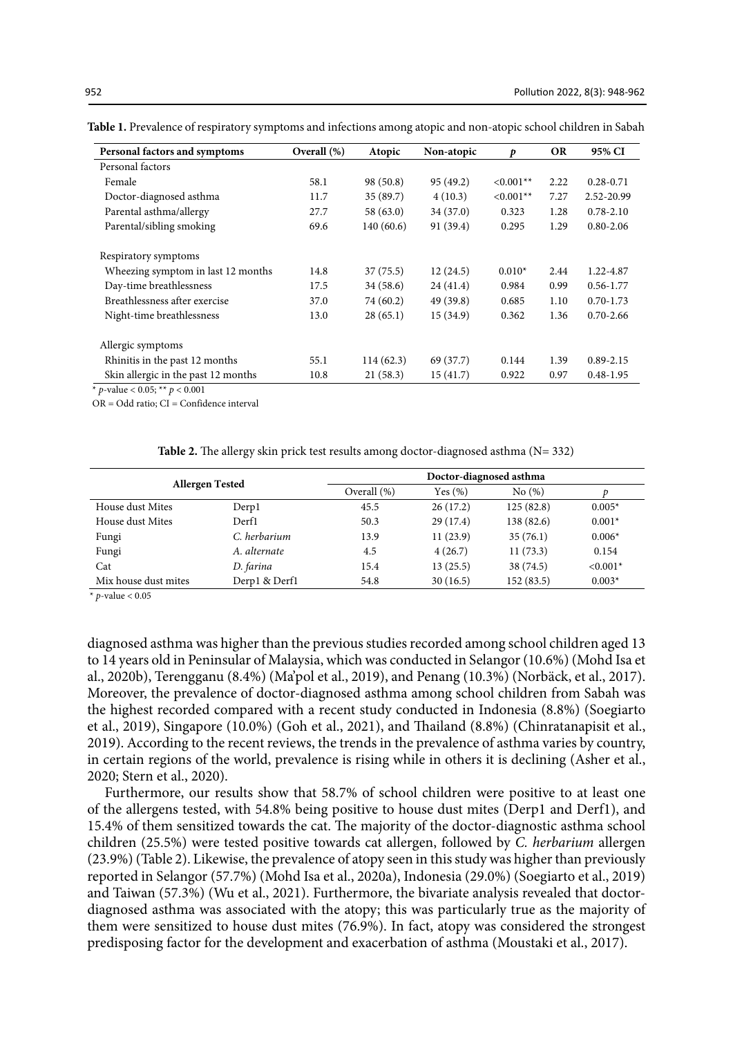**Table 1.** Prevalence of respiratory symptoms and infections among atopic and non-atopic school children in Sabah

| Personal factors and symptoms | Overall (%) | Atopic | Non-atopic | *p* | OR | 95% CI |
|---|---|---|---|---|---|---|
| Personal factors | | | | | | |
| Female | 58.1 | 98 (50.8) | 95 (49.2) | <0.001** | 2.22 | 0.28-0.71 |
| Doctor-diagnosed asthma | 11.7 | 35 (89.7) | 4 (10.3) | <0.001** | 7.27 | 2.52-20.99 |
| Parental asthma/allergy | 27.7 | 58 (63.0) | 34 (37.0) | 0.323 | 1.28 | 0.78-2.10 |
| Parental/sibling smoking | 69.6 | 140 (60.6) | 91 (39.4) | 0.295 | 1.29 | 0.80-2.06 |
| Respiratory symptoms | | | | | | |
| Wheezing symptom in last 12 months | 14.8 | 37 (75.5) | 12 (24.5) | 0.010* | 2.44 | 1.22-4.87 |
| Day-time breathlessness | 17.5 | 34 (58.6) | 24 (41.4) | 0.984 | 0.99 | 0.56-1.77 |
| Breathlessness after exercise | 37.0 | 74 (60.2) | 49 (39.8) | 0.685 | 1.10 | 0.70-1.73 |
| Night-time breathlessness | 13.0 | 28 (65.1) | 15 (34.9) | 0.362 | 1.36 | 0.70-2.66 |
| Allergic symptoms | | | | | | |
| Rhinitis in the past 12 months | 55.1 | 114 (62.3) | 69 (37.7) | 0.144 | 1.39 | 0.89-2.15 |
| Skin allergic in the past 12 months | 10.8 | 21 (58.3) | 15 (41.7) | 0.922 | 0.97 | 0.48-1.95 |

* *p*-value < 0.05; ** *p* < 0.001

OR = Odd ratio; CI = Confidence interval

**Table 2.** The allergy skin prick test results among doctor-diagnosed asthma (N= 332)

| Allergen Tested | | Doctor-diagnosed asthma | | | |
|---|---|---|---|---|---|
| | | Overall (%) | Yes (%) | No (%) | *p* |
| House dust Mites | Derp1 | 45.5 | 26 (17.2) | 125 (82.8) | 0.005* |
| House dust Mites | Derf1 | 50.3 | 29 (17.4) | 138 (82.6) | 0.001* |
| Fungi | *C. herbarium* | 13.9 | 11 (23.9) | 35 (76.1) | 0.006* |
| Fungi | *A. alternate* | 4.5 | 4 (26.7) | 11 (73.3) | 0.154 |
| Cat | *D. farina* | 15.4 | 13 (25.5) | 38 (74.5) | <0.001* |
| Mix house dust mites | Derp1 & Derf1 | 54.8 | 30 (16.5) | 152 (83.5) | 0.003* |

* *p*-value < 0.05

diagnosed asthma was higher than the previous studies recorded among school children aged 13 to 14 years old in Peninsular of Malaysia, which was conducted in Selangor (10.6%) (Mohd Isa et al., 2020b), Terengganu (8.4%) (Ma'pol et al., 2019), and Penang (10.3%) (Norbäck, et al., 2017). Moreover, the prevalence of doctor-diagnosed asthma among school children from Sabah was the highest recorded compared with a recent study conducted in Indonesia (8.8%) (Soegiarto et al., 2019), Singapore (10.0%) (Goh et al., 2021), and Thailand (8.8%) (Chinratanapisit et al., 2019). According to the recent reviews, the trends in the prevalence of asthma varies by country, in certain regions of the world, prevalence is rising while in others it is declining (Asher et al., 2020; Stern et al., 2020).

Furthermore, our results show that 58.7% of school children were positive to at least one of the allergens tested, with 54.8% being positive to house dust mites (Derp1 and Derf1), and 15.4% of them sensitized towards the cat. The majority of the doctor-diagnostic asthma school children (25.5%) were tested positive towards cat allergen, followed by *C. herbarium* allergen (23.9%) (Table 2). Likewise, the prevalence of atopy seen in this study was higher than previously reported in Selangor (57.7%) (Mohd Isa et al., 2020a), Indonesia (29.0%) (Soegiarto et al., 2019) and Taiwan (57.3%) (Wu et al., 2021). Furthermore, the bivariate analysis revealed that doctor-diagnosed asthma was associated with the atopy; this was particularly true as the majority of them were sensitized to house dust mites (76.9%). In fact, atopy was considered the strongest predisposing factor for the development and exacerbation of asthma (Moustaki et al., 2017).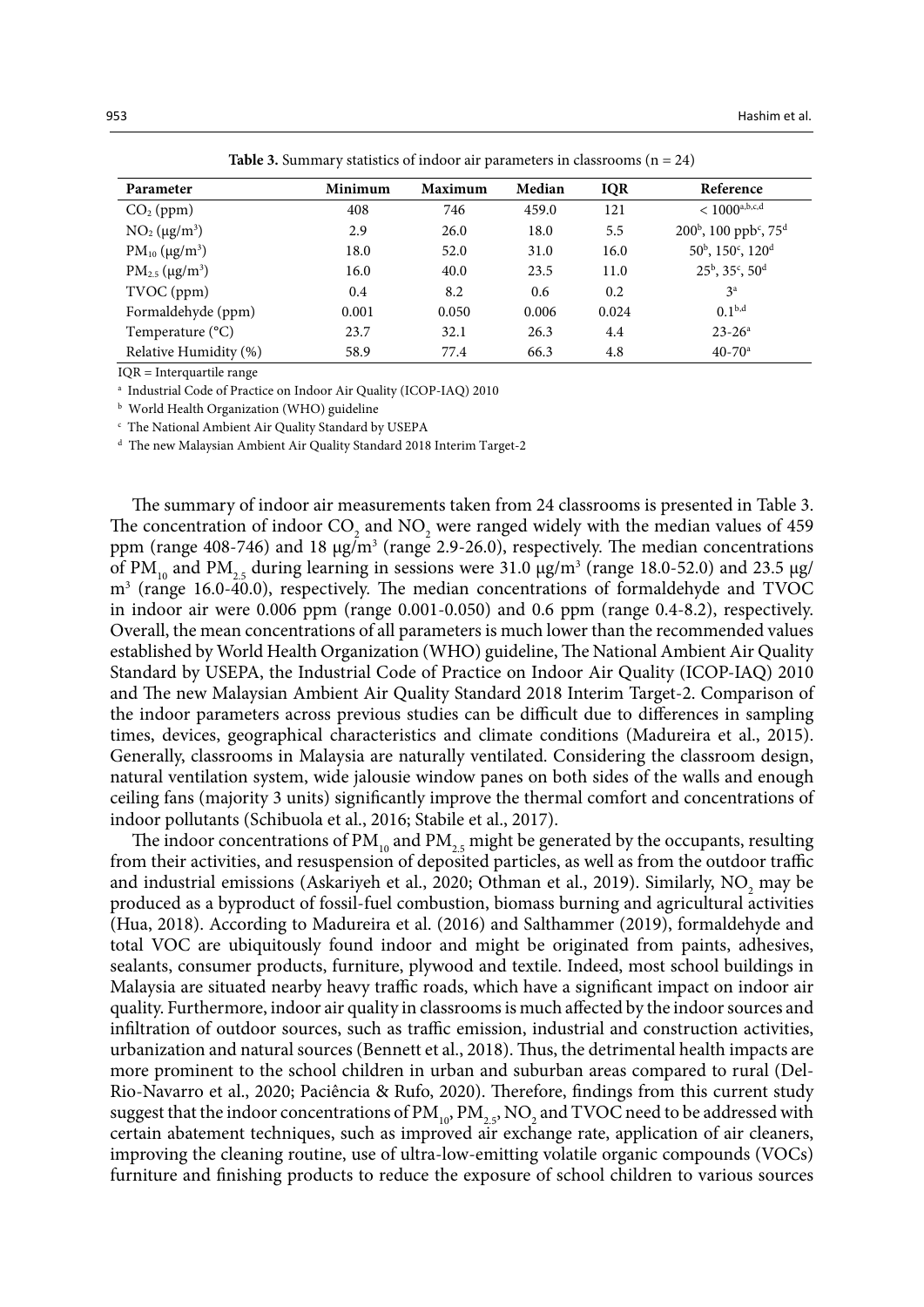**Table 3.** Summary statistics of indoor air parameters in classrooms (n = 24)

| Parameter | Minimum | Maximum | Median | IQR | Reference |
|---|---|---|---|---|---|
| $CO_2$ (ppm) | 408 | 746 | 459.0 | 121 | < 1000[a,b,c,d] |
| $NO_2$ (μg/m$^3$) | 2.9 | 26.0 | 18.0 | 5.5 | 200[b], 100 ppb[c], 75[d] |
| $PM_{10}$ (μg/m$^3$) | 18.0 | 52.0 | 31.0 | 16.0 | 50[b], 150[c], 120[d] |
| $PM_{2.5}$ (μg/m$^3$) | 16.0 | 40.0 | 23.5 | 11.0 | 25[b], 35[c], 50[d] |
| TVOC (ppm) | 0.4 | 8.2 | 0.6 | 0.2 | 3[a] |
| Formaldehyde (ppm) | 0.001 | 0.050 | 0.006 | 0.024 | 0.1[b,d] |
| Temperature (°C) | 23.7 | 32.1 | 26.3 | 4.4 | 23-26[a] |
| Relative Humidity (%) | 58.9 | 77.4 | 66.3 | 4.8 | 40-70[a] |

IQR = Interquartile range

[a] Industrial Code of Practice on Indoor Air Quality (ICOP-IAQ) 2010

[b] World Health Organization (WHO) guideline

[c] The National Ambient Air Quality Standard by USEPA

[d] The new Malaysian Ambient Air Quality Standard 2018 Interim Target-2

The summary of indoor air measurements taken from 24 classrooms is presented in Table 3. The concentration of indoor $CO_2$ and $NO_2$ were ranged widely with the median values of 459 ppm (range 408-746) and 18 μg/m$^3$ (range 2.9-26.0), respectively. The median concentrations of $PM_{10}$ and $PM_{2.5}$ during learning in sessions were 31.0 μg/m$^3$ (range 18.0-52.0) and 23.5 μg/m$^3$ (range 16.0-40.0), respectively. The median concentrations of formaldehyde and TVOC in indoor air were 0.006 ppm (range 0.001-0.050) and 0.6 ppm (range 0.4-8.2), respectively. Overall, the mean concentrations of all parameters is much lower than the recommended values established by World Health Organization (WHO) guideline, The National Ambient Air Quality Standard by USEPA, the Industrial Code of Practice on Indoor Air Quality (ICOP-IAQ) 2010 and The new Malaysian Ambient Air Quality Standard 2018 Interim Target-2. Comparison of the indoor parameters across previous studies can be difficult due to differences in sampling times, devices, geographical characteristics and climate conditions (Madureira et al., 2015). Generally, classrooms in Malaysia are naturally ventilated. Considering the classroom design, natural ventilation system, wide jalousie window panes on both sides of the walls and enough ceiling fans (majority 3 units) significantly improve the thermal comfort and concentrations of indoor pollutants (Schibuola et al., 2016; Stabile et al., 2017).

The indoor concentrations of $PM_{10}$ and $PM_{2.5}$ might be generated by the occupants, resulting from their activities, and resuspension of deposited particles, as well as from the outdoor traffic and industrial emissions (Askariyeh et al., 2020; Othman et al., 2019). Similarly, $NO_2$ may be produced as a byproduct of fossil-fuel combustion, biomass burning and agricultural activities (Hua, 2018). According to Madureira et al. (2016) and Salthammer (2019), formaldehyde and total VOC are ubiquitously found indoor and might be originated from paints, adhesives, sealants, consumer products, furniture, plywood and textile. Indeed, most school buildings in Malaysia are situated nearby heavy traffic roads, which have a significant impact on indoor air quality. Furthermore, indoor air quality in classrooms is much affected by the indoor sources and infiltration of outdoor sources, such as traffic emission, industrial and construction activities, urbanization and natural sources (Bennett et al., 2018). Thus, the detrimental health impacts are more prominent to the school children in urban and suburban areas compared to rural (Del-Rio-Navarro et al., 2020; Paciência & Rufo, 2020). Therefore, findings from this current study suggest that the indoor concentrations of $PM_{10}$, $PM_{2.5}$, $NO_2$ and TVOC need to be addressed with certain abatement techniques, such as improved air exchange rate, application of air cleaners, improving the cleaning routine, use of ultra-low-emitting volatile organic compounds (VOCs) furniture and finishing products to reduce the exposure of school children to various sources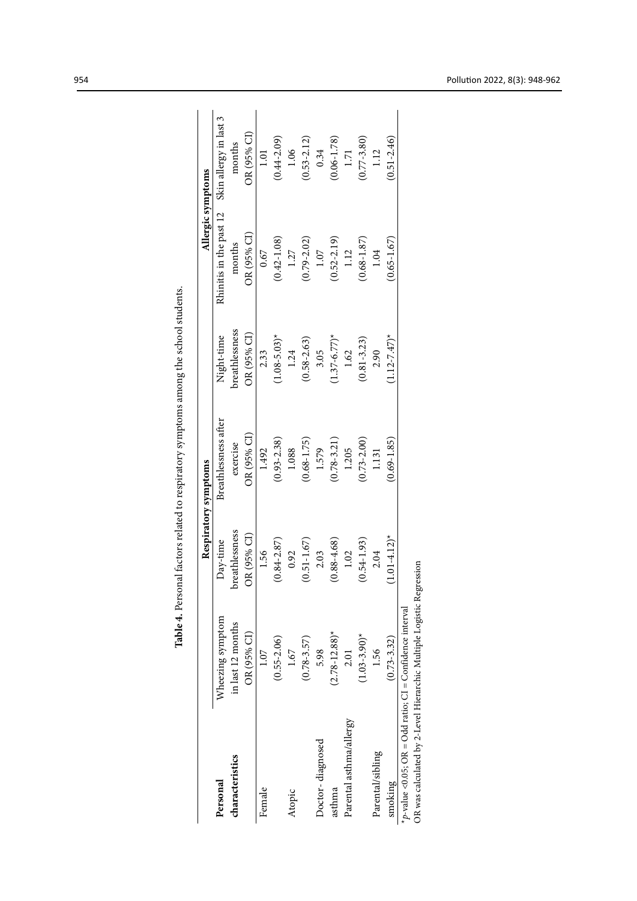**Table 4.** Personal factors related to respiratory symptoms among the school students.

| Personal characteristics | Respiratory symptoms | | | | Allergic symptoms | |
|---|---|---|---|---|---|---|
| | Wheezing symptom in last 12 months OR (95% CI) | Day-time breathlessness OR (95% CI) | Breathlessness after exercise OR (95% CI) | Night-time breathlessness OR (95% CI) | Rhinitis in the past 12 months OR (95% CI) | Skin allergy in last 3 months OR (95% CI) |
| Female | 1.07 (0.55-2.06) | 1.56 (0.84-2.87) | 1.492 (0.93-2.38) | 2.33 (1.08-5.03)* | 0.67 (0.42-1.08) | 1.01 (0.44-2.09) |
| Atopic | 1.67 (0.78-3.57) | 0.92 (0.51-1.67) | 1.088 (0.68-1.75) | 1.24 (0.58-2.63) | 1.27 (0.79-2.02) | 1.06 (0.53-2.12) |
| Doctor- diagnosed asthma | 5.98 (2.78-12.88)* | 2.03 (0.88-4.68) | 1.579 (0.78-3.21) | 3.05 (1.37-6.77)* | 1.07 (0.52-2.19) | 0.34 (0.06-1.78) |
| Parental asthma/allergy | 2.01 (1.03-3.90)* | 1.02 (0.54-1.93) | 1.205 (0.73-2.00) | 1.62 (0.81-3.23) | 1.12 (0.68-1.87) | 1.71 (0.77-3.80) |
| Parental/sibling smoking | 1.56 (0.73-3.32) | 2.04 (1.01-4.12)* | 1.131 (0.69-1.85) | 2.90 (1.12-7.47)* | 1.04 (0.65-1.67) | 1.12 (0.51-2.46) |

*$p$-value <0.05; OR = Odd ratio; CI = Confidence interval

OR was calculated by 2-Level Hierarchic Multiple Logistic Regression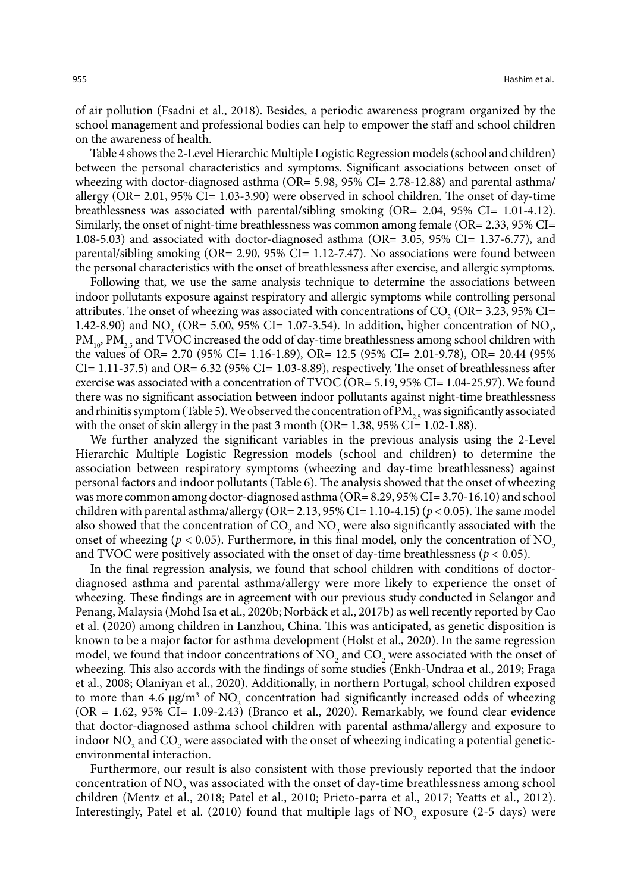of air pollution (Fsadni et al., 2018). Besides, a periodic awareness program organized by the school management and professional bodies can help to empower the staff and school children on the awareness of health.

Table 4 shows the 2-Level Hierarchic Multiple Logistic Regression models (school and children) between the personal characteristics and symptoms. Significant associations between onset of wheezing with doctor-diagnosed asthma (OR= 5.98, 95% CI= 2.78-12.88) and parental asthma/allergy (OR= 2.01, 95% CI= 1.03-3.90) were observed in school children. The onset of day-time breathlessness was associated with parental/sibling smoking (OR= 2.04, 95% CI= 1.01-4.12). Similarly, the onset of night-time breathlessness was common among female (OR= 2.33, 95% CI= 1.08-5.03) and associated with doctor-diagnosed asthma (OR= 3.05, 95% CI= 1.37-6.77), and parental/sibling smoking (OR= 2.90, 95% CI= 1.12-7.47). No associations were found between the personal characteristics with the onset of breathlessness after exercise, and allergic symptoms.

Following that, we use the same analysis technique to determine the associations between indoor pollutants exposure against respiratory and allergic symptoms while controlling personal attributes. The onset of wheezing was associated with concentrations of $CO_2$ (OR= 3.23, 95% CI= 1.42-8.90) and $NO_2$ (OR= 5.00, 95% CI= 1.07-3.54). In addition, higher concentration of $NO_2$, $PM_{10}$, $PM_{2.5}$ and TVOC increased the odd of day-time breathlessness among school children with the values of OR= 2.70 (95% CI= 1.16-1.89), OR= 12.5 (95% CI= 2.01-9.78), OR= 20.44 (95% CI= 1.11-37.5) and OR= 6.32 (95% CI= 1.03-8.89), respectively. The onset of breathlessness after exercise was associated with a concentration of TVOC (OR= 5.19, 95% CI= 1.04-25.97). We found there was no significant association between indoor pollutants against night-time breathlessness and rhinitis symptom (Table 5). We observed the concentration of $PM_{2.5}$ was significantly associated with the onset of skin allergy in the past 3 month (OR= 1.38, 95% CI= 1.02-1.88).

We further analyzed the significant variables in the previous analysis using the 2-Level Hierarchic Multiple Logistic Regression models (school and children) to determine the association between respiratory symptoms (wheezing and day-time breathlessness) against personal factors and indoor pollutants (Table 6). The analysis showed that the onset of wheezing was more common among doctor-diagnosed asthma (OR= 8.29, 95% CI= 3.70-16.10) and school children with parental asthma/allergy (OR= 2.13, 95% CI= 1.10-4.15) ($p < 0.05$). The same model also showed that the concentration of $CO_2$ and $NO_2$ were also significantly associated with the onset of wheezing ($p < 0.05$). Furthermore, in this final model, only the concentration of $NO_2$ and TVOC were positively associated with the onset of day-time breathlessness ($p < 0.05$).

In the final regression analysis, we found that school children with conditions of doctor-diagnosed asthma and parental asthma/allergy were more likely to experience the onset of wheezing. These findings are in agreement with our previous study conducted in Selangor and Penang, Malaysia (Mohd Isa et al., 2020b; Norbäck et al., 2017b) as well recently reported by Cao et al. (2020) among children in Lanzhou, China. This was anticipated, as genetic disposition is known to be a major factor for asthma development (Holst et al., 2020). In the same regression model, we found that indoor concentrations of $NO_2$ and $CO_2$ were associated with the onset of wheezing. This also accords with the findings of some studies (Enkh-Undraa et al., 2019; Fraga et al., 2008; Olaniyan et al., 2020). Additionally, in northern Portugal, school children exposed to more than 4.6 μg/m³ of $NO_2$ concentration had significantly increased odds of wheezing (OR = 1.62, 95% CI= 1.09-2.43) (Branco et al., 2020). Remarkably, we found clear evidence that doctor-diagnosed asthma school children with parental asthma/allergy and exposure to indoor $NO_2$ and $CO_2$ were associated with the onset of wheezing indicating a potential genetic-environmental interaction.

Furthermore, our result is also consistent with those previously reported that the indoor concentration of $NO_2$ was associated with the onset of day-time breathlessness among school children (Mentz et al., 2018; Patel et al., 2010; Prieto-parra et al., 2017; Yeatts et al., 2012). Interestingly, Patel et al. (2010) found that multiple lags of $NO_2$ exposure (2-5 days) were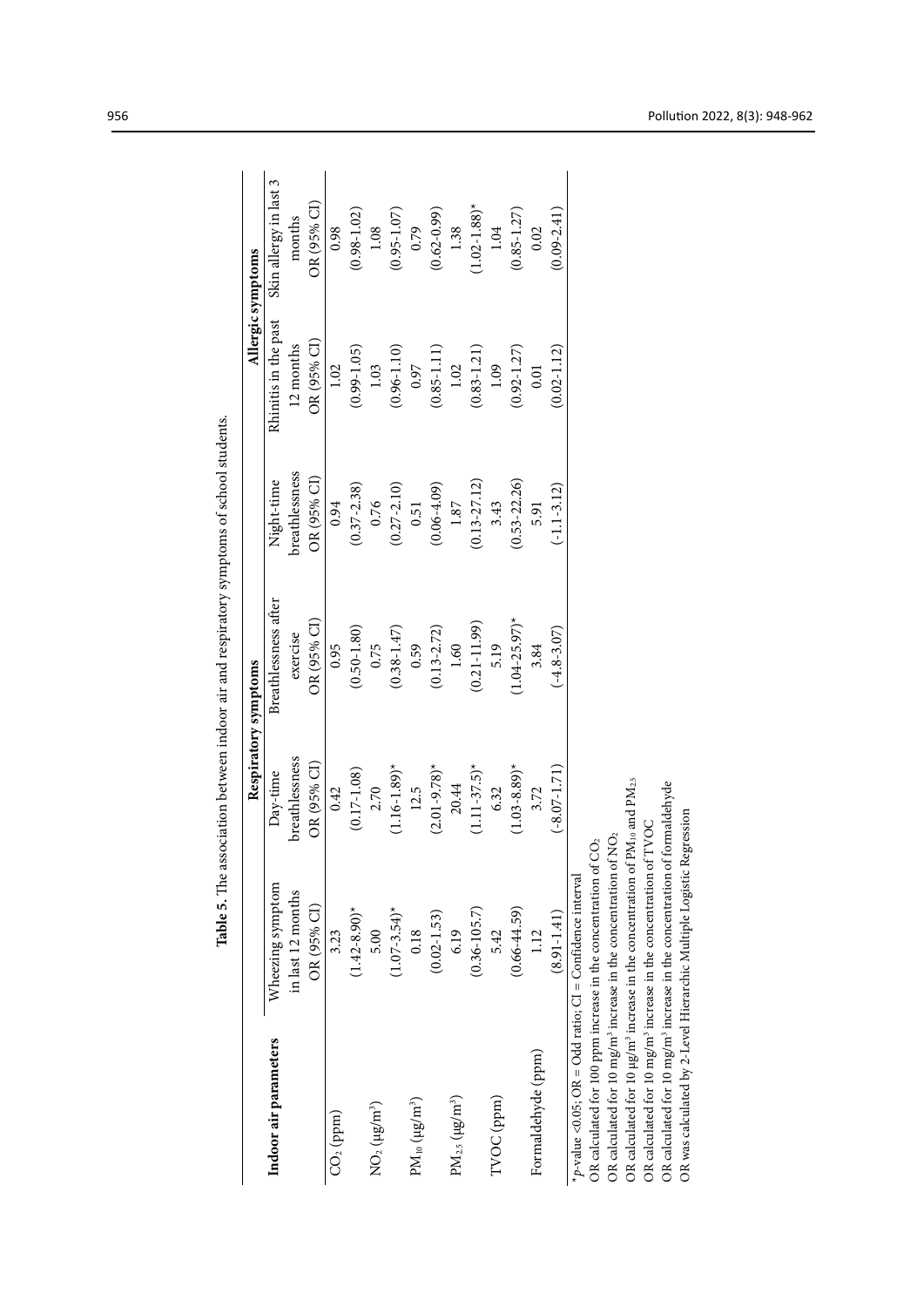**Table 5.** The association between indoor air and respiratory symptoms of school students.

| Indoor air parameters | Respiratory symptoms | | | | Allergic symptoms | |
|---|---|---|---|---|---|---|
| | Wheezing symptom in last 12 months | Day-time breathlessness | Breathlessness after exercise | Night-time breathlessness | Rhinitis in the past 12 months | Skin allergy in last 3 months |
| | OR (95% CI) | OR (95% CI) | OR (95% CI) | OR (95% CI) | OR (95% CI) | OR (95% CI) |
| $CO_2$ (ppm) | 3.23 | 0.42 | 0.95 | 0.94 | 1.02 | 0.98 |
| | (1.42-8.90)* | (0.17-1.08) | (0.50-1.80) | (0.37-2.38) | (0.99-1.05) | (0.98-1.02) |
| $NO_2$ (μg/m$^3$) | 5.00 | 2.70 | 0.75 | 0.76 | 1.03 | 1.08 |
| | (1.07-3.54)* | (1.16-1.89)* | (0.38-1.47) | (0.27-2.10) | (0.96-1.10) | (0.95-1.07) |
| $PM_{10}$ (μg/m$^3$) | 0.18 | 12.5 | 0.59 | 0.51 | 0.97 | 0.79 |
| | (0.02-1.53) | (2.01-9.78)* | (0.13-2.72) | (0.06-4.09) | (0.85-1.11) | (0.62-0.99) |
| $PM_{2.5}$ (μg/m$^3$) | 6.19 | 20.44 | 1.60 | 1.87 | 1.02 | 1.38 |
| | (0.36-105.7) | (1.11-37.5)* | (0.21-11.99) | (0.13-27.12) | (0.83-1.21) | (1.02-1.88)* |
| TVOC (ppm) | 5.42 | 6.32 | 5.19 | 3.43 | 1.09 | 1.04 |
| | (0.66-44.59) | (1.03-8.89)* | (1.04-25.97)* | (0.53-22.26) | (0.92-1.27) | (0.85-1.27) |
| Formaldehyde (ppm) | 1.12 | 3.72 | 3.84 | 5.91 | 0.01 | 0.02 |
| | (8.91-1.41) | (-8.07-1.71) | (-4.8-3.07) | (-1.1-3.12) | (0.02-1.12) | (0.09-2.41) |

\* $p$-value <0.05; OR = Odd ratio; CI = Confidence interval
OR calculated for 100 ppm increase in the concentration of $CO_2$
OR calculated for 10 mg/m$^3$ increase in the concentration of $NO_2$
OR calculated for 10 μg/m$^3$ increase in the concentration of $PM_{10}$ and $PM_{2.5}$
OR calculated for 10 mg/m$^3$ increase in the concentration of TVOC
OR calculated for 10 mg/m$^3$ increase in the concentration of formaldehyde
OR was calculated by 2-Level Hierarchic Multiple Logistic Regression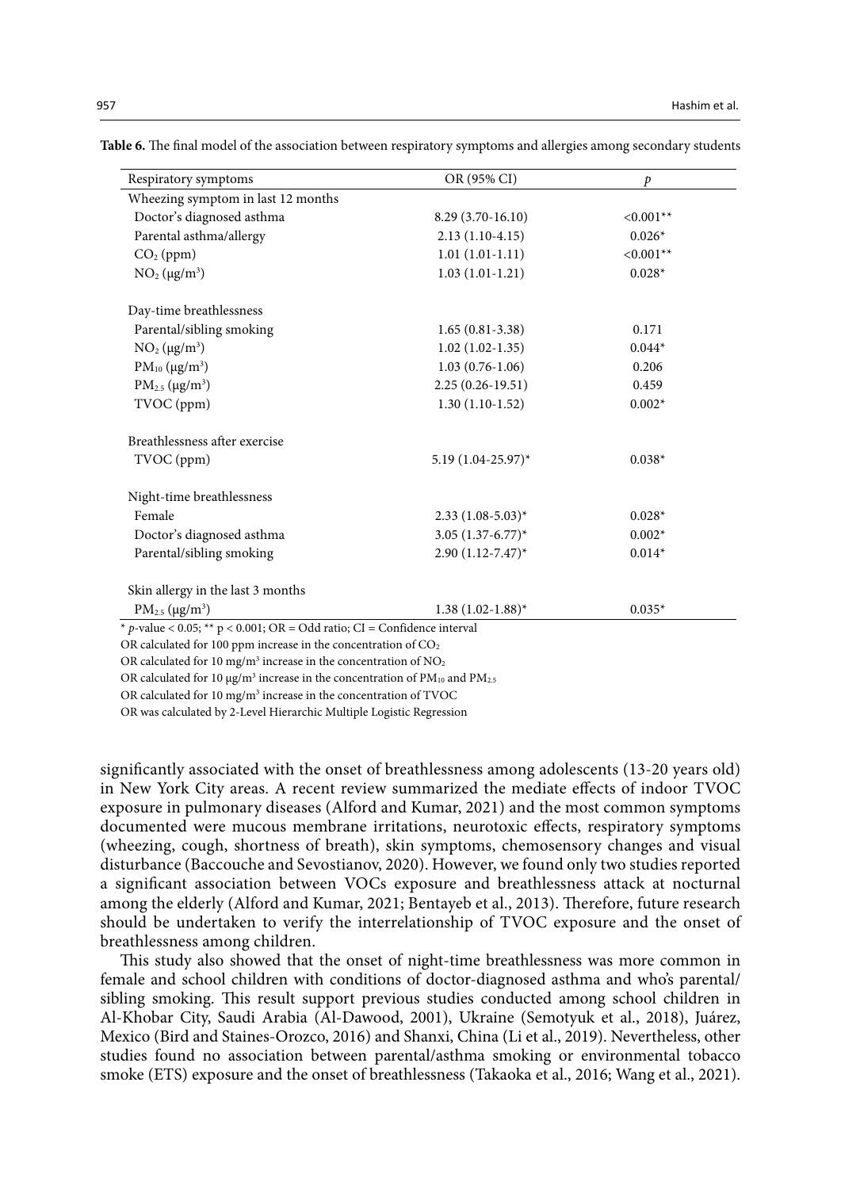**Table 6.** The final model of the association between respiratory symptoms and allergies among secondary students

| Respiratory symptoms | OR (95% CI) | *p* |
|---|---|---|
| Wheezing symptom in last 12 months | | |
| Doctor's diagnosed asthma | 8.29 (3.70-16.10) | <0.001** |
| Parental asthma/allergy | 2.13 (1.10-4.15) | 0.026* |
| $CO_2$ (ppm) | 1.01 (1.01-1.11) | <0.001** |
| $NO_2$ (μg/m$^3$) | 1.03 (1.01-1.21) | 0.028* |
| Day-time breathlessness | | |
| Parental/sibling smoking | 1.65 (0.81-3.38) | 0.171 |
| $NO_2$ (μg/m$^3$) | 1.02 (1.02-1.35) | 0.044* |
| $PM_{10}$ (μg/m$^3$) | 1.03 (0.76-1.06) | 0.206 |
| $PM_{2.5}$ (μg/m$^3$) | 2.25 (0.26-19.51) | 0.459 |
| TVOC (ppm) | 1.30 (1.10-1.52) | 0.002* |
| Breathlessness after exercise | | |
| TVOC (ppm) | 5.19 (1.04-25.97)* | 0.038* |
| Night-time breathlessness | | |
| Female | 2.33 (1.08-5.03)* | 0.028* |
| Doctor's diagnosed asthma | 3.05 (1.37-6.77)* | 0.002* |
| Parental/sibling smoking | 2.90 (1.12-7.47)* | 0.014* |
| Skin allergy in the last 3 months | | |
| $PM_{2.5}$ (μg/m$^3$) | 1.38 (1.02-1.88)* | 0.035* |

\* *p*-value < 0.05; ** p < 0.001; OR = Odd ratio; CI = Confidence interval

OR calculated for 100 ppm increase in the concentration of $CO_2$

OR calculated for 10 mg/m$^3$ increase in the concentration of $NO_2$

OR calculated for 10 μg/m$^3$ increase in the concentration of $PM_{10}$ and $PM_{2.5}$

OR calculated for 10 mg/m$^3$ increase in the concentration of TVOC

OR was calculated by 2-Level Hierarchic Multiple Logistic Regression

significantly associated with the onset of breathlessness among adolescents (13-20 years old) in New York City areas. A recent review summarized the mediate effects of indoor TVOC exposure in pulmonary diseases (Alford and Kumar, 2021) and the most common symptoms documented were mucous membrane irritations, neurotoxic effects, respiratory symptoms (wheezing, cough, shortness of breath), skin symptoms, chemosensory changes and visual disturbance (Baccouche and Sevostianov, 2020). However, we found only two studies reported a significant association between VOCs exposure and breathlessness attack at nocturnal among the elderly (Alford and Kumar, 2021; Bentayeb et al., 2013). Therefore, future research should be undertaken to verify the interrelationship of TVOC exposure and the onset of breathlessness among children.

This study also showed that the onset of night-time breathlessness was more common in female and school children with conditions of doctor-diagnosed asthma and who's parental/sibling smoking. This result support previous studies conducted among school children in Al-Khobar City, Saudi Arabia (Al-Dawood, 2001), Ukraine (Semotyuk et al., 2018), Juárez, Mexico (Bird and Staines-Orozco, 2016) and Shanxi, China (Li et al., 2019). Nevertheless, other studies found no association between parental/asthma smoking or environmental tobacco smoke (ETS) exposure and the onset of breathlessness (Takaoka et al., 2016; Wang et al., 2021).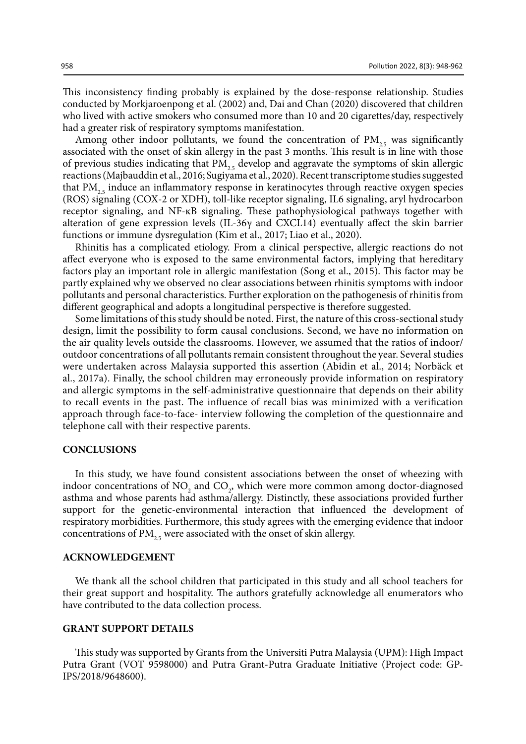This inconsistency finding probably is explained by the dose-response relationship. Studies conducted by Morkjaroenpong et al. (2002) and, Dai and Chan (2020) discovered that children who lived with active smokers who consumed more than 10 and 20 cigarettes/day, respectively had a greater risk of respiratory symptoms manifestation.

Among other indoor pollutants, we found the concentration of $PM_{2.5}$ was significantly associated with the onset of skin allergy in the past 3 months. This result is in line with those of previous studies indicating that $PM_{2.5}$ develop and aggravate the symptoms of skin allergic reactions (Majbauddin et al., 2016; Sugiyama et al., 2020). Recent transcriptome studies suggested that $PM_{2.5}$ induce an inflammatory response in keratinocytes through reactive oxygen species (ROS) signaling (COX-2 or XDH), toll-like receptor signaling, IL6 signaling, aryl hydrocarbon receptor signaling, and NF-κB signaling. These pathophysiological pathways together with alteration of gene expression levels (IL-36γ and CXCL14) eventually affect the skin barrier functions or immune dysregulation (Kim et al., 2017; Liao et al., 2020).

Rhinitis has a complicated etiology. From a clinical perspective, allergic reactions do not affect everyone who is exposed to the same environmental factors, implying that hereditary factors play an important role in allergic manifestation (Song et al., 2015). This factor may be partly explained why we observed no clear associations between rhinitis symptoms with indoor pollutants and personal characteristics. Further exploration on the pathogenesis of rhinitis from different geographical and adopts a longitudinal perspective is therefore suggested.

Some limitations of this study should be noted. First, the nature of this cross-sectional study design, limit the possibility to form causal conclusions. Second, we have no information on the air quality levels outside the classrooms. However, we assumed that the ratios of indoor/outdoor concentrations of all pollutants remain consistent throughout the year. Several studies were undertaken across Malaysia supported this assertion (Abidin et al., 2014; Norbäck et al., 2017a). Finally, the school children may erroneously provide information on respiratory and allergic symptoms in the self-administrative questionnaire that depends on their ability to recall events in the past. The influence of recall bias was minimized with a verification approach through face-to-face- interview following the completion of the questionnaire and telephone call with their respective parents.

## CONCLUSIONS

In this study, we have found consistent associations between the onset of wheezing with indoor concentrations of $NO_2$ and $CO_2$, which were more common among doctor-diagnosed asthma and whose parents had asthma/allergy. Distinctly, these associations provided further support for the genetic-environmental interaction that influenced the development of respiratory morbidities. Furthermore, this study agrees with the emerging evidence that indoor concentrations of $PM_{2.5}$ were associated with the onset of skin allergy.

## ACKNOWLEDGEMENT

We thank all the school children that participated in this study and all school teachers for their great support and hospitality. The authors gratefully acknowledge all enumerators who have contributed to the data collection process.

## GRANT SUPPORT DETAILS

This study was supported by Grants from the Universiti Putra Malaysia (UPM): High Impact Putra Grant (VOT 9598000) and Putra Grant-Putra Graduate Initiative (Project code: GP-IPS/2018/9648600).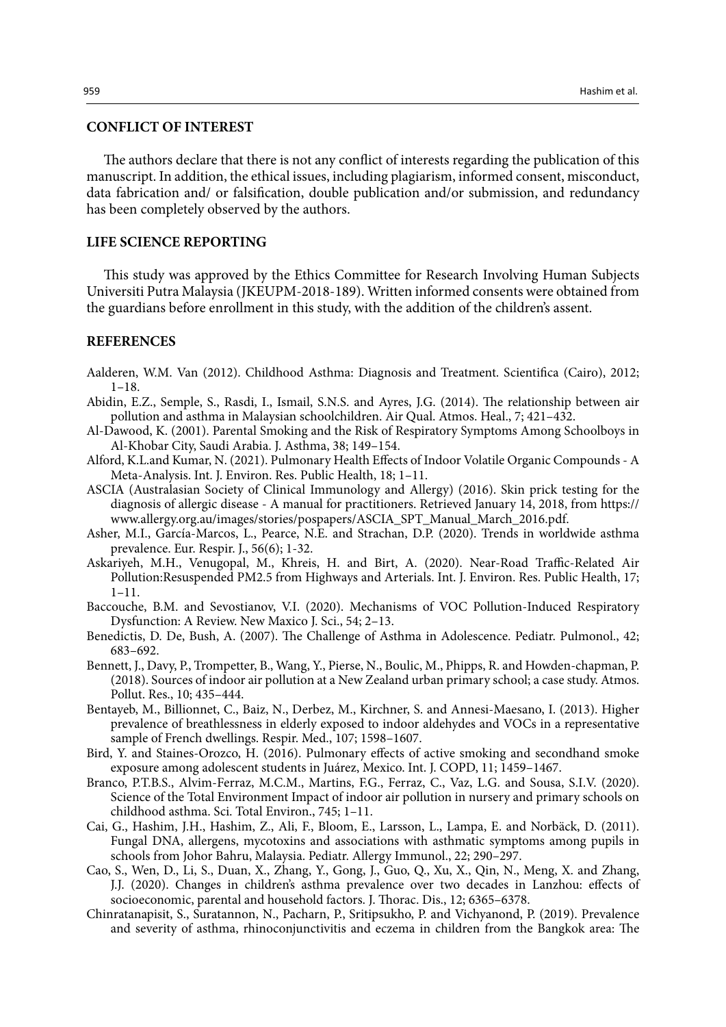## CONFLICT OF INTEREST

The authors declare that there is not any conflict of interests regarding the publication of this manuscript. In addition, the ethical issues, including plagiarism, informed consent, misconduct, data fabrication and/ or falsification, double publication and/or submission, and redundancy has been completely observed by the authors.

## LIFE SCIENCE REPORTING

This study was approved by the Ethics Committee for Research Involving Human Subjects Universiti Putra Malaysia (JKEUPM-2018-189). Written informed consents were obtained from the guardians before enrollment in this study, with the addition of the children's assent.

## REFERENCES

Aalderen, W.M. Van (2012). Childhood Asthma: Diagnosis and Treatment. Scientifica (Cairo), 2012; 1–18.

Abidin, E.Z., Semple, S., Rasdi, I., Ismail, S.N.S. and Ayres, J.G. (2014). The relationship between air pollution and asthma in Malaysian schoolchildren. Air Qual. Atmos. Heal., 7; 421–432.

Al-Dawood, K. (2001). Parental Smoking and the Risk of Respiratory Symptoms Among Schoolboys in Al-Khobar City, Saudi Arabia. J. Asthma, 38; 149–154.

Alford, K.L.and Kumar, N. (2021). Pulmonary Health Effects of Indoor Volatile Organic Compounds - A Meta-Analysis. Int. J. Environ. Res. Public Health, 18; 1–11.

ASCIA (Australasian Society of Clinical Immunology and Allergy) (2016). Skin prick testing for the diagnosis of allergic disease - A manual for practitioners. Retrieved January 14, 2018, from https://www.allergy.org.au/images/stories/pospapers/ASCIA_SPT_Manual_March_2016.pdf.

Asher, M.I., García-Marcos, L., Pearce, N.E. and Strachan, D.P. (2020). Trends in worldwide asthma prevalence. Eur. Respir. J., 56(6); 1-32.

Askariyeh, M.H., Venugopal, M., Khreis, H. and Birt, A. (2020). Near-Road Traffic-Related Air Pollution:Resuspended PM2.5 from Highways and Arterials. Int. J. Environ. Res. Public Health, 17; 1–11.

Baccouche, B.M. and Sevostianov, V.I. (2020). Mechanisms of VOC Pollution-Induced Respiratory Dysfunction: A Review. New Maxico J. Sci., 54; 2–13.

Benedictis, D. De, Bush, A. (2007). The Challenge of Asthma in Adolescence. Pediatr. Pulmonol., 42; 683–692.

Bennett, J., Davy, P., Trompetter, B., Wang, Y., Pierse, N., Boulic, M., Phipps, R. and Howden-chapman, P. (2018). Sources of indoor air pollution at a New Zealand urban primary school; a case study. Atmos. Pollut. Res., 10; 435–444.

Bentayeb, M., Billionnet, C., Baiz, N., Derbez, M., Kirchner, S. and Annesi-Maesano, I. (2013). Higher prevalence of breathlessness in elderly exposed to indoor aldehydes and VOCs in a representative sample of French dwellings. Respir. Med., 107; 1598–1607.

Bird, Y. and Staines-Orozco, H. (2016). Pulmonary effects of active smoking and secondhand smoke exposure among adolescent students in Juárez, Mexico. Int. J. COPD, 11; 1459–1467.

Branco, P.T.B.S., Alvim-Ferraz, M.C.M., Martins, F.G., Ferraz, C., Vaz, L.G. and Sousa, S.I.V. (2020). Science of the Total Environment Impact of indoor air pollution in nursery and primary schools on childhood asthma. Sci. Total Environ., 745; 1–11.

Cai, G., Hashim, J.H., Hashim, Z., Ali, F., Bloom, E., Larsson, L., Lampa, E. and Norbäck, D. (2011). Fungal DNA, allergens, mycotoxins and associations with asthmatic symptoms among pupils in schools from Johor Bahru, Malaysia. Pediatr. Allergy Immunol., 22; 290–297.

Cao, S., Wen, D., Li, S., Duan, X., Zhang, Y., Gong, J., Guo, Q., Xu, X., Qin, N., Meng, X. and Zhang, J.J. (2020). Changes in children's asthma prevalence over two decades in Lanzhou: effects of socioeconomic, parental and household factors. J. Thorac. Dis., 12; 6365–6378.

Chinratanapisit, S., Suratannon, N., Pacharn, P., Sritipsukho, P. and Vichyanond, P. (2019). Prevalence and severity of asthma, rhinoconjunctivitis and eczema in children from the Bangkok area: The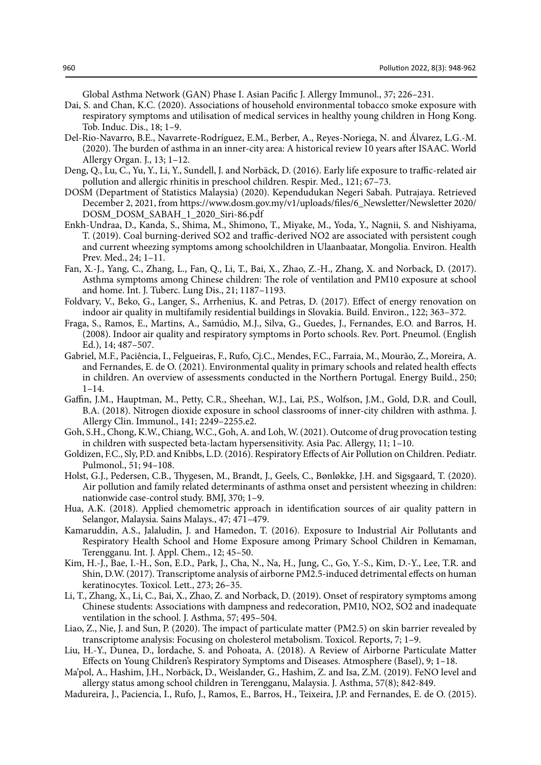Global Asthma Network (GAN) Phase I. Asian Pacific J. Allergy Immunol., 37; 226–231.

Dai, S. and Chan, K.C. (2020). Associations of household environmental tobacco smoke exposure with respiratory symptoms and utilisation of medical services in healthy young children in Hong Kong. Tob. Induc. Dis., 18; 1–9.

Del-Rio-Navarro, B.E., Navarrete-Rodríguez, E.M., Berber, A., Reyes-Noriega, N. and Álvarez, L.G.-M. (2020). The burden of asthma in an inner-city area: A historical review 10 years after ISAAC. World Allergy Organ. J., 13; 1–12.

Deng, Q., Lu, C., Yu, Y., Li, Y., Sundell, J. and Norbäck, D. (2016). Early life exposure to traffic-related air pollution and allergic rhinitis in preschool children. Respir. Med., 121; 67–73.

DOSM (Department of Statistics Malaysia) (2020). Kependudukan Negeri Sabah. Putrajaya. Retrieved December 2, 2021, from https://www.dosm.gov.my/v1/uploads/files/6_Newsletter/Newsletter 2020/DOSM_DOSM_SABAH_1_2020_Siri-86.pdf

Enkh-Undraa, D., Kanda, S., Shima, M., Shimono, T., Miyake, M., Yoda, Y., Nagnii, S. and Nishiyama, T. (2019). Coal burning-derived SO2 and traffic-derived NO2 are associated with persistent cough and current wheezing symptoms among schoolchildren in Ulaanbaatar, Mongolia. Environ. Health Prev. Med., 24; 1–11.

Fan, X.-J., Yang, C., Zhang, L., Fan, Q., Li, T., Bai, X., Zhao, Z.-H., Zhang, X. and Norback, D. (2017). Asthma symptoms among Chinese children: The role of ventilation and PM10 exposure at school and home. Int. J. Tuberc. Lung Dis., 21; 1187–1193.

Foldvary, V., Beko, G., Langer, S., Arrhenius, K. and Petras, D. (2017). Effect of energy renovation on indoor air quality in multifamily residential buildings in Slovakia. Build. Environ., 122; 363–372.

Fraga, S., Ramos, E., Martins, A., Samúdio, M.J., Silva, G., Guedes, J., Fernandes, E.O. and Barros, H. (2008). Indoor air quality and respiratory symptoms in Porto schools. Rev. Port. Pneumol. (English Ed.), 14; 487–507.

Gabriel, M.F., Paciência, I., Felgueiras, F., Rufo, Cj.C., Mendes, F.C., Farraia, M., Mourão, Z., Moreira, A. and Fernandes, E. de O. (2021). Environmental quality in primary schools and related health effects in children. An overview of assessments conducted in the Northern Portugal. Energy Build., 250; 1–14.

Gaffin, J.M., Hauptman, M., Petty, C.R., Sheehan, W.J., Lai, P.S., Wolfson, J.M., Gold, D.R. and Coull, B.A. (2018). Nitrogen dioxide exposure in school classrooms of inner-city children with asthma. J. Allergy Clin. Immunol., 141; 2249–2255.e2.

Goh, S.H., Chong, K.W., Chiang, W.C., Goh, A. and Loh, W. (2021). Outcome of drug provocation testing in children with suspected beta-lactam hypersensitivity. Asia Pac. Allergy, 11; 1–10.

Goldizen, F.C., Sly, P.D. and Knibbs, L.D. (2016). Respiratory Effects of Air Pollution on Children. Pediatr. Pulmonol., 51; 94–108.

Holst, G.J., Pedersen, C.B., Thygesen, M., Brandt, J., Geels, C., Bønløkke, J.H. and Sigsgaard, T. (2020). Air pollution and family related determinants of asthma onset and persistent wheezing in children: nationwide case-control study. BMJ, 370; 1–9.

Hua, A.K. (2018). Applied chemometric approach in identification sources of air quality pattern in Selangor, Malaysia. Sains Malays., 47; 471–479.

Kamaruddin, A.S., Jalaludin, J. and Hamedon, T. (2016). Exposure to Industrial Air Pollutants and Respiratory Health School and Home Exposure among Primary School Children in Kemaman, Terengganu. Int. J. Appl. Chem., 12; 45–50.

Kim, H.-J., Bae, I.-H., Son, E.D., Park, J., Cha, N., Na, H., Jung, C., Go, Y.-S., Kim, D.-Y., Lee, T.R. and Shin, D.W. (2017). Transcriptome analysis of airborne PM2.5-induced detrimental effects on human keratinocytes. Toxicol. Lett., 273; 26–35.

Li, T., Zhang, X., Li, C., Bai, X., Zhao, Z. and Norback, D. (2019). Onset of respiratory symptoms among Chinese students: Associations with dampness and redecoration, PM10, NO2, SO2 and inadequate ventilation in the school. J. Asthma, 57; 495–504.

Liao, Z., Nie, J. and Sun, P. (2020). The impact of particulate matter (PM2.5) on skin barrier revealed by transcriptome analysis: Focusing on cholesterol metabolism. Toxicol. Reports, 7; 1–9.

Liu, H.-Y., Dunea, D., Iordache, S. and Pohoata, A. (2018). A Review of Airborne Particulate Matter Effects on Young Children's Respiratory Symptoms and Diseases. Atmosphere (Basel), 9; 1–18.

Ma'pol, A., Hashim, J.H., Norbäck, D., Weislander, G., Hashim, Z. and Isa, Z.M. (2019). FeNO level and allergy status among school children in Terengganu, Malaysia. J. Asthma, 57(8); 842-849.

Madureira, J., Paciencia, I., Rufo, J., Ramos, E., Barros, H., Teixeira, J.P. and Fernandes, E. de O. (2015).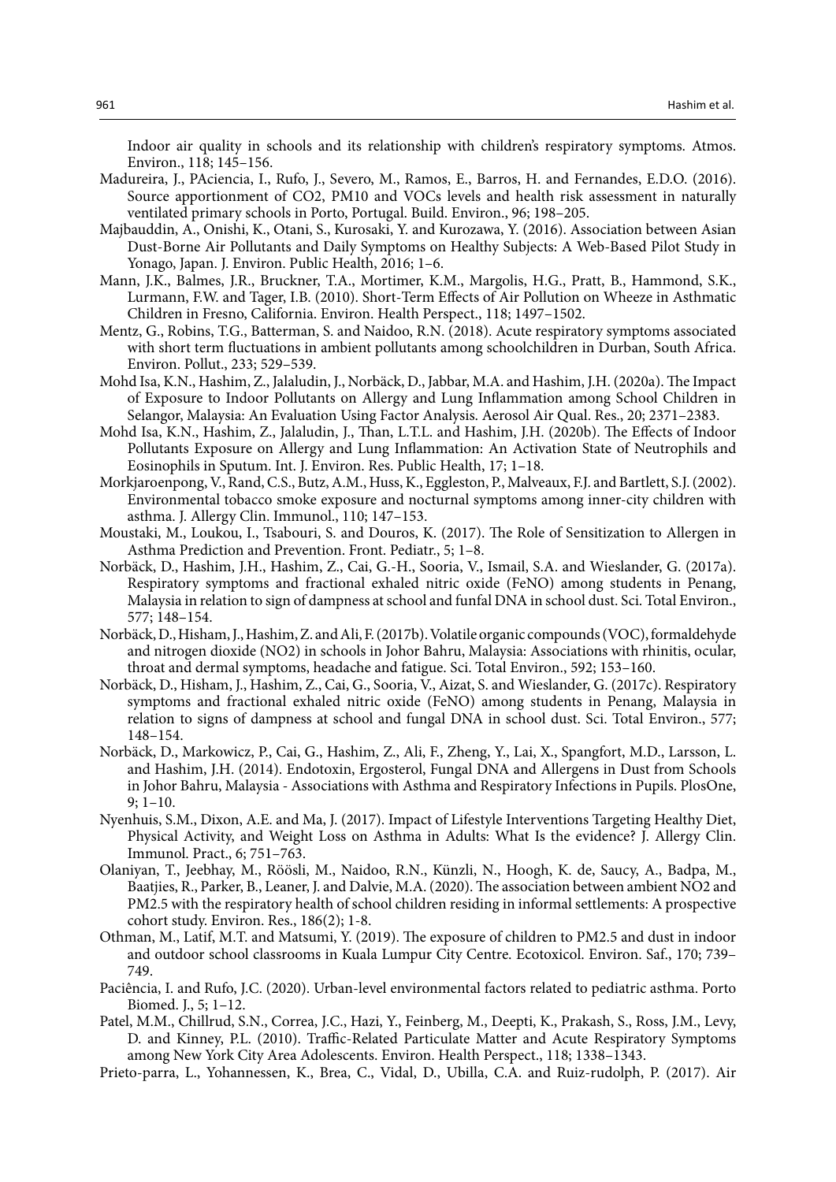Indoor air quality in schools and its relationship with children's respiratory symptoms. Atmos. Environ., 118; 145–156.

Madureira, J., PAciencia, I., Rufo, J., Severo, M., Ramos, E., Barros, H. and Fernandes, E.D.O. (2016). Source apportionment of CO2, PM10 and VOCs levels and health risk assessment in naturally ventilated primary schools in Porto, Portugal. Build. Environ., 96; 198–205.

Majbauddin, A., Onishi, K., Otani, S., Kurosaki, Y. and Kurozawa, Y. (2016). Association between Asian Dust-Borne Air Pollutants and Daily Symptoms on Healthy Subjects: A Web-Based Pilot Study in Yonago, Japan. J. Environ. Public Health, 2016; 1–6.

Mann, J.K., Balmes, J.R., Bruckner, T.A., Mortimer, K.M., Margolis, H.G., Pratt, B., Hammond, S.K., Lurmann, F.W. and Tager, I.B. (2010). Short-Term Effects of Air Pollution on Wheeze in Asthmatic Children in Fresno, California. Environ. Health Perspect., 118; 1497–1502.

Mentz, G., Robins, T.G., Batterman, S. and Naidoo, R.N. (2018). Acute respiratory symptoms associated with short term fluctuations in ambient pollutants among schoolchildren in Durban, South Africa. Environ. Pollut., 233; 529–539.

Mohd Isa, K.N., Hashim, Z., Jalaludin, J., Norbäck, D., Jabbar, M.A. and Hashim, J.H. (2020a). The Impact of Exposure to Indoor Pollutants on Allergy and Lung Inflammation among School Children in Selangor, Malaysia: An Evaluation Using Factor Analysis. Aerosol Air Qual. Res., 20; 2371–2383.

Mohd Isa, K.N., Hashim, Z., Jalaludin, J., Than, L.T.L. and Hashim, J.H. (2020b). The Effects of Indoor Pollutants Exposure on Allergy and Lung Inflammation: An Activation State of Neutrophils and Eosinophils in Sputum. Int. J. Environ. Res. Public Health, 17; 1–18.

Morkjaroenpong, V., Rand, C.S., Butz, A.M., Huss, K., Eggleston, P., Malveaux, F.J. and Bartlett, S.J. (2002). Environmental tobacco smoke exposure and nocturnal symptoms among inner-city children with asthma. J. Allergy Clin. Immunol., 110; 147–153.

Moustaki, M., Loukou, I., Tsabouri, S. and Douros, K. (2017). The Role of Sensitization to Allergen in Asthma Prediction and Prevention. Front. Pediatr., 5; 1–8.

Norbäck, D., Hashim, J.H., Hashim, Z., Cai, G.-H., Sooria, V., Ismail, S.A. and Wieslander, G. (2017a). Respiratory symptoms and fractional exhaled nitric oxide (FeNO) among students in Penang, Malaysia in relation to sign of dampness at school and funfal DNA in school dust. Sci. Total Environ., 577; 148–154.

Norbäck, D., Hisham, J., Hashim, Z. and Ali, F. (2017b). Volatile organic compounds (VOC), formaldehyde and nitrogen dioxide (NO2) in schools in Johor Bahru, Malaysia: Associations with rhinitis, ocular, throat and dermal symptoms, headache and fatigue. Sci. Total Environ., 592; 153–160.

Norbäck, D., Hisham, J., Hashim, Z., Cai, G., Sooria, V., Aizat, S. and Wieslander, G. (2017c). Respiratory symptoms and fractional exhaled nitric oxide (FeNO) among students in Penang, Malaysia in relation to signs of dampness at school and fungal DNA in school dust. Sci. Total Environ., 577; 148–154.

Norbäck, D., Markowicz, P., Cai, G., Hashim, Z., Ali, F., Zheng, Y., Lai, X., Spangfort, M.D., Larsson, L. and Hashim, J.H. (2014). Endotoxin, Ergosterol, Fungal DNA and Allergens in Dust from Schools in Johor Bahru, Malaysia - Associations with Asthma and Respiratory Infections in Pupils. PlosOne, 9; 1–10.

Nyenhuis, S.M., Dixon, A.E. and Ma, J. (2017). Impact of Lifestyle Interventions Targeting Healthy Diet, Physical Activity, and Weight Loss on Asthma in Adults: What Is the evidence? J. Allergy Clin. Immunol. Pract., 6; 751–763.

Olaniyan, T., Jeebhay, M., Röösli, M., Naidoo, R.N., Künzli, N., Hoogh, K. de, Saucy, A., Badpa, M., Baatjies, R., Parker, B., Leaner, J. and Dalvie, M.A. (2020). The association between ambient NO2 and PM2.5 with the respiratory health of school children residing in informal settlements: A prospective cohort study. Environ. Res., 186(2); 1-8.

Othman, M., Latif, M.T. and Matsumi, Y. (2019). The exposure of children to PM2.5 and dust in indoor and outdoor school classrooms in Kuala Lumpur City Centre. Ecotoxicol. Environ. Saf., 170; 739–749.

Paciência, I. and Rufo, J.C. (2020). Urban-level environmental factors related to pediatric asthma. Porto Biomed. J., 5; 1–12.

Patel, M.M., Chillrud, S.N., Correa, J.C., Hazi, Y., Feinberg, M., Deepti, K., Prakash, S., Ross, J.M., Levy, D. and Kinney, P.L. (2010). Traffic-Related Particulate Matter and Acute Respiratory Symptoms among New York City Area Adolescents. Environ. Health Perspect., 118; 1338–1343.

Prieto-parra, L., Yohannessen, K., Brea, C., Vidal, D., Ubilla, C.A. and Ruiz-rudolph, P. (2017). Air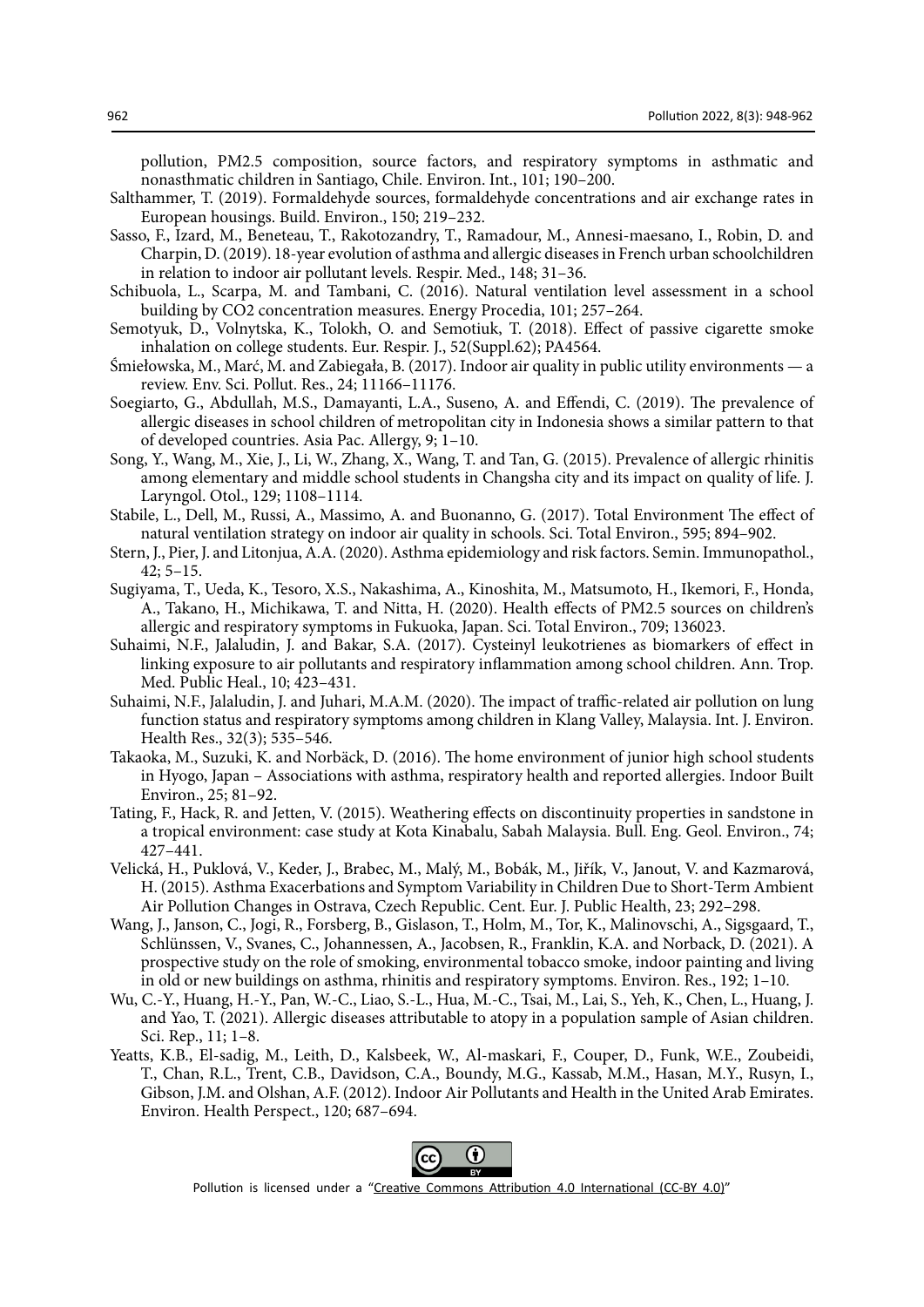pollution, PM2.5 composition, source factors, and respiratory symptoms in asthmatic and nonasthmatic children in Santiago, Chile. Environ. Int., 101; 190–200.

Salthammer, T. (2019). Formaldehyde sources, formaldehyde concentrations and air exchange rates in European housings. Build. Environ., 150; 219–232.

Sasso, F., Izard, M., Beneteau, T., Rakotozandry, T., Ramadour, M., Annesi-maesano, I., Robin, D. and Charpin, D. (2019). 18-year evolution of asthma and allergic diseases in French urban schoolchildren in relation to indoor air pollutant levels. Respir. Med., 148; 31–36.

Schibuola, L., Scarpa, M. and Tambani, C. (2016). Natural ventilation level assessment in a school building by CO2 concentration measures. Energy Procedia, 101; 257–264.

Semotyuk, D., Volnytska, K., Tolokh, O. and Semotiuk, T. (2018). Effect of passive cigarette smoke inhalation on college students. Eur. Respir. J., 52(Suppl.62); PA4564.

Śmiełowska, M., Marć, M. and Zabiegała, B. (2017). Indoor air quality in public utility environments — a review. Env. Sci. Pollut. Res., 24; 11166–11176.

Soegiarto, G., Abdullah, M.S., Damayanti, L.A., Suseno, A. and Effendi, C. (2019). The prevalence of allergic diseases in school children of metropolitan city in Indonesia shows a similar pattern to that of developed countries. Asia Pac. Allergy, 9; 1–10.

Song, Y., Wang, M., Xie, J., Li, W., Zhang, X., Wang, T. and Tan, G. (2015). Prevalence of allergic rhinitis among elementary and middle school students in Changsha city and its impact on quality of life. J. Laryngol. Otol., 129; 1108–1114.

Stabile, L., Dell, M., Russi, A., Massimo, A. and Buonanno, G. (2017). Total Environment The effect of natural ventilation strategy on indoor air quality in schools. Sci. Total Environ., 595; 894–902.

Stern, J., Pier, J. and Litonjua, A.A. (2020). Asthma epidemiology and risk factors. Semin. Immunopathol., 42; 5–15.

Sugiyama, T., Ueda, K., Tesoro, X.S., Nakashima, A., Kinoshita, M., Matsumoto, H., Ikemori, F., Honda, A., Takano, H., Michikawa, T. and Nitta, H. (2020). Health effects of PM2.5 sources on children's allergic and respiratory symptoms in Fukuoka, Japan. Sci. Total Environ., 709; 136023.

Suhaimi, N.F., Jalaludin, J. and Bakar, S.A. (2017). Cysteinyl leukotrienes as biomarkers of effect in linking exposure to air pollutants and respiratory inflammation among school children. Ann. Trop. Med. Public Heal., 10; 423–431.

Suhaimi, N.F., Jalaludin, J. and Juhari, M.A.M. (2020). The impact of traffic-related air pollution on lung function status and respiratory symptoms among children in Klang Valley, Malaysia. Int. J. Environ. Health Res., 32(3); 535–546.

Takaoka, M., Suzuki, K. and Norbäck, D. (2016). The home environment of junior high school students in Hyogo, Japan – Associations with asthma, respiratory health and reported allergies. Indoor Built Environ., 25; 81–92.

Tating, F., Hack, R. and Jetten, V. (2015). Weathering effects on discontinuity properties in sandstone in a tropical environment: case study at Kota Kinabalu, Sabah Malaysia. Bull. Eng. Geol. Environ., 74; 427–441.

Velická, H., Puklová, V., Keder, J., Brabec, M., Malý, M., Bobák, M., Jiřík, V., Janout, V. and Kazmarová, H. (2015). Asthma Exacerbations and Symptom Variability in Children Due to Short-Term Ambient Air Pollution Changes in Ostrava, Czech Republic. Cent. Eur. J. Public Health, 23; 292–298.

Wang, J., Janson, C., Jogi, R., Forsberg, B., Gislason, T., Holm, M., Tor, K., Malinovschi, A., Sigsgaard, T., Schlünssen, V., Svanes, C., Johannessen, A., Jacobsen, R., Franklin, K.A. and Norback, D. (2021). A prospective study on the role of smoking, environmental tobacco smoke, indoor painting and living in old or new buildings on asthma, rhinitis and respiratory symptoms. Environ. Res., 192; 1–10.

Wu, C.-Y., Huang, H.-Y., Pan, W.-C., Liao, S.-L., Hua, M.-C., Tsai, M., Lai, S., Yeh, K., Chen, L., Huang, J. and Yao, T. (2021). Allergic diseases attributable to atopy in a population sample of Asian children. Sci. Rep., 11; 1–8.

Yeatts, K.B., El-sadig, M., Leith, D., Kalsbeek, W., Al-maskari, F., Couper, D., Funk, W.E., Zoubeidi, T., Chan, R.L., Trent, C.B., Davidson, C.A., Boundy, M.G., Kassab, M.M., Hasan, M.Y., Rusyn, I., Gibson, J.M. and Olshan, A.F. (2012). Indoor Air Pollutants and Health in the United Arab Emirates. Environ. Health Perspect., 120; 687–694.

Pollution is licensed under a "Creative Commons Attribution 4.0 International (CC-BY 4.0)"